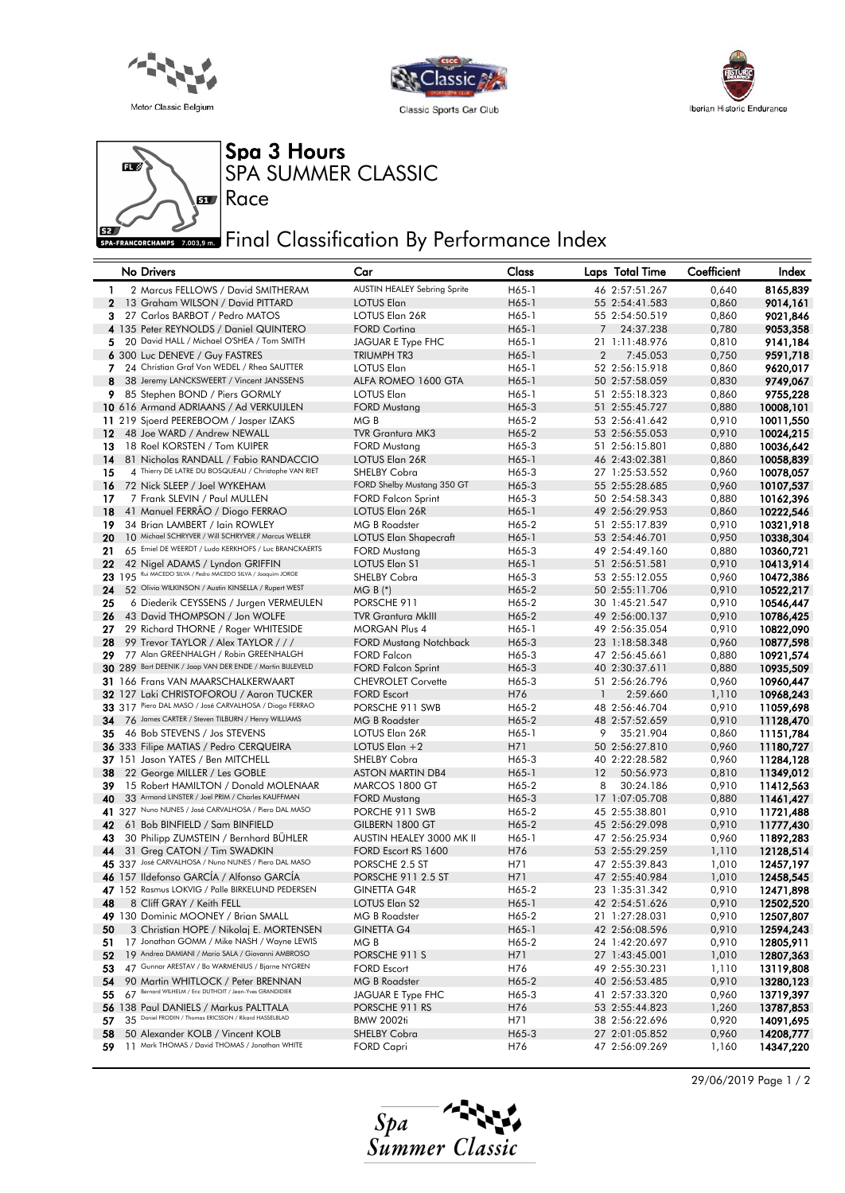# Spa 3 Hours

## SPA SUMMER CLASSIC

Race

## Final Classification By Performance Index

| | No | Drivers | Car | Class | Laps | Total Time | Coefficient | Index |
|---|---|---|---|---|---|---|---|---|
| 1 | 2 | Marcus FELLOWS / David SMITHERAM | AUSTIN HEALEY Sebring Sprite | H65-1 | 46 | 2:57:51.267 | 0,640 | 8165,839 |
| 2 | 13 | Graham WILSON / David PITTARD | LOTUS Elan | H65-1 | 55 | 2:54:41.583 | 0,860 | 9014,161 |
| 3 | 27 | Carlos BARBOT / Pedro MATOS | LOTUS Elan 26R | H65-1 | 55 | 2:54:50.519 | 0,860 | 9021,846 |
| 4 | 135 | Peter REYNOLDS / Daniel QUINTERO | FORD Cortina | H65-1 | 7 | 24:37.238 | 0,780 | 9053,358 |
| 5 | 20 | David HALL / Michael O'SHEA / Tom SMITH | JAGUAR E Type FHC | H65-1 | 21 | 1:11:48.976 | 0,810 | 9141,184 |
| 6 | 300 | Luc DENEVE / Guy FASTRES | TRIUMPH TR3 | H65-1 | 2 | 7:45.053 | 0,750 | 9591,718 |
| 7 | 24 | Christian Graf Von WEDEL / Rhea SAUTTER | LOTUS Elan | H65-1 | 52 | 2:56:15.918 | 0,860 | 9620,017 |
| 8 | 38 | Jeremy LANCKSWEERT / Vincent JANSSENS | ALFA ROMEO 1600 GTA | H65-1 | 50 | 2:57:58.059 | 0,830 | 9749,067 |
| 9 | 85 | Stephen BOND / Piers GORMLY | LOTUS Elan | H65-1 | 51 | 2:55:18.323 | 0,860 | 9755,228 |
| 10 | 616 | Armand ADRIAANS / Ad VERKUIJLEN | FORD Mustang | H65-3 | 51 | 2:55:45.727 | 0,880 | 10008,101 |
| 11 | 219 | Sjoerd PEEREBOOM / Jasper IZAKS | MG B | H65-2 | 53 | 2:56:41.642 | 0,910 | 10011,550 |
| 12 | 48 | Joe WARD / Andrew NEWALL | TVR Grantura MK3 | H65-2 | 53 | 2:56:55.053 | 0,910 | 10024,215 |
| 13 | 18 | Roel KORSTEN / Tom KUIPER | FORD Mustang | H65-3 | 51 | 2:56:15.801 | 0,880 | 10036,642 |
| 14 | 81 | Nicholas RANDALL / Fabio RANDACCIO | LOTUS Elan 26R | H65-1 | 46 | 2:43:02.381 | 0,860 | 10058,839 |
| 15 | 4 | Thierry DE LATRE DU BOSQUEAU / Christophe VAN RIET | SHELBY Cobra | H65-3 | 27 | 1:25:53.552 | 0,960 | 10078,057 |
| 16 | 72 | Nick SLEEP / Joel WYKEHAM | FORD Shelby Mustang 350 GT | H65-3 | 55 | 2:55:28.685 | 0,960 | 10107,537 |
| 17 | 7 | Frank SLEVIN / Paul MULLEN | FORD Falcon Sprint | H65-3 | 50 | 2:54:58.343 | 0,880 | 10162,396 |
| 18 | 41 | Manuel FERRÃO / Diogo FERRAO | LOTUS Elan 26R | H65-1 | 49 | 2:56:29.953 | 0,860 | 10222,546 |
| 19 | 34 | Brian LAMBERT / Iain ROWLEY | MG B Roadster | H65-2 | 51 | 2:55:17.839 | 0,910 | 10321,918 |
| 20 | 10 | Michael SCHRYVER / Will SCHRYVER / Marcus WELLER | LOTUS Elan Shapecraft | H65-1 | 53 | 2:56:46.701 | 0,950 | 10338,304 |
| 21 | 65 | Emiel DE WEERDT / Ludo KERKHOFS / Luc BRANCKAERTS | FORD Mustang | H65-3 | 49 | 2:54:49.160 | 0,880 | 10360,721 |
| 22 | 42 | Nigel ADAMS / Lyndon GRIFFIN | LOTUS Elan S1 | H65-1 | 51 | 2:56:51.581 | 0,910 | 10413,914 |
| 23 | 195 | Rui MACEDO SILVA / Pedro MACEDO SILVA / Joaquim JORGE | SHELBY Cobra | H65-3 | 53 | 2:55:12.055 | 0,960 | 10472,386 |
| 24 | 52 | Olivia WILKINSON / Austin KINSELLA / Rupert WEST | MG B (*) | H65-2 | 50 | 2:55:11.706 | 0,910 | 10522,217 |
| 25 | 6 | Diederik CEYSSENS / Jurgen VERMEULEN | PORSCHE 911 | H65-2 | 30 | 1:45:21.547 | 0,910 | 10546,447 |
| 26 | 43 | David THOMPSON / Jon WOLFE | TVR Grantura MkIII | H65-2 | 49 | 2:56:00.137 | 0,910 | 10786,425 |
| 27 | 29 | Richard THORNE / Roger WHITESIDE | MORGAN Plus 4 | H65-1 | 49 | 2:56:35.054 | 0,910 | 10822,090 |
| 28 | 99 | Trevor TAYLOR / Alex TAYLOR / / / | FORD Mustang Notchback | H65-3 | 23 | 1:18:58.348 | 0,960 | 10877,598 |
| 29 | 77 | Alan GREENHALGH / Robin GREENHALGH | FORD Falcon | H65-3 | 47 | 2:56:45.661 | 0,880 | 10921,574 |
| 30 | 289 | Bart DEENIK / Jaap VAN DER ENDE / Martin BIJLEVELD | FORD Falcon Sprint | H65-3 | 40 | 2:30:37.611 | 0,880 | 10935,509 |
| 31 | 166 | Frans VAN MAARSCHALKERWAART | CHEVROLET Corvette | H65-3 | 51 | 2:56:26.796 | 0,960 | 10960,447 |
| 32 | 127 | Laki CHRISTOFOROU / Aaron TUCKER | FORD Escort | H76 | 1 | 2:59.660 | 1,110 | 10968,243 |
| 33 | 317 | Piero DAL MASO / José CARVALHOSA / Diogo FERRAO | PORSCHE 911 SWB | H65-2 | 48 | 2:56:46.704 | 0,910 | 11059,698 |
| 34 | 76 | James CARTER / Steven TILBURN / Henry WILLIAMS | MG B Roadster | H65-2 | 48 | 2:57:52.659 | 0,910 | 11128,470 |
| 35 | 46 | Bob STEVENS / Jos STEVENS | LOTUS Elan 26R | H65-1 | 9 | 35:21.904 | 0,860 | 11151,784 |
| 36 | 333 | Filipe MATIAS / Pedro CERQUEIRA | LOTUS Elan +2 | H71 | 50 | 2:56:27.810 | 0,960 | 11180,727 |
| 37 | 151 | Jason YATES / Ben MITCHELL | SHELBY Cobra | H65-3 | 40 | 2:22:28.582 | 0,960 | 11284,128 |
| 38 | 22 | George MILLER / Les GOBLE | ASTON MARTIN DB4 | H65-1 | 12 | 50:56.973 | 0,810 | 11349,012 |
| 39 | 15 | Robert HAMILTON / Donald MOLENAAR | MARCOS 1800 GT | H65-2 | 8 | 30:24.186 | 0,910 | 11412,563 |
| 40 | 33 | Armand LINSTER / Joel PRIM / Charles KAUFFMAN | FORD Mustang | H65-3 | 17 | 1:07:05.708 | 0,880 | 11461,427 |
| 41 | 327 | Nuno NUNES / José CARVALHOSA / Piero DAL MASO | PORCHE 911 SWB | H65-2 | 45 | 2:55:38.801 | 0,910 | 11721,488 |
| 42 | 61 | Bob BINFIELD / Sam BINFIELD | GILBERN 1800 GT | H65-2 | 45 | 2:56:29.098 | 0,910 | 11777,430 |
| 43 | 30 | Philipp ZUMSTEIN / Bernhard BÜHLER | AUSTIN HEALEY 3000 MK II | H65-1 | 47 | 2:56:25.934 | 0,960 | 11892,283 |
| 44 | 31 | Greg CATON / Tim SWADKIN | FORD Escort RS 1600 | H76 | 53 | 2:56:29.259 | 1,110 | 12128,514 |
| 45 | 337 | José CARVALHOSA / Nuno NUNES / Piero DAL MASO | PORSCHE 2.5 ST | H71 | 47 | 2:55:39.843 | 1,010 | 12457,197 |
| 46 | 157 | Ildefonso GARCÍA / Alfonso GARCÍA | PORSCHE 911 2.5 ST | H71 | 47 | 2:55:40.984 | 1,010 | 12458,545 |
| 47 | 152 | Rasmus LOKVIG / Palle BIRKELUND PEDERSEN | GINETTA G4R | H65-2 | 23 | 1:35:31.342 | 0,910 | 12471,898 |
| 48 | 8 | Cliff GRAY / Keith FELL | LOTUS Elan S2 | H65-1 | 42 | 2:54:51.626 | 0,910 | 12502,520 |
| 49 | 130 | Dominic MOONEY / Brian SMALL | MG B Roadster | H65-2 | 21 | 1:27:28.031 | 0,910 | 12507,807 |
| 50 | 3 | Christian HOPE / Nikolaj E. MORTENSEN | GINETTA G4 | H65-1 | 42 | 2:56:08.596 | 0,910 | 12594,243 |
| 51 | 17 | Jonathan GOMM / Mike NASH / Wayne LEWIS | MG B | H65-2 | 24 | 1:42:20.697 | 0,910 | 12805,911 |
| 52 | 19 | Andrea DAMIANI / Mario SALA / Giovanni AMBROSO | PORSCHE 911 S | H71 | 27 | 1:43:45.001 | 1,010 | 12807,363 |
| 53 | 47 | Gunnar ARESTAV / Bo WARMENIUS / Bjarne NYGREN | FORD Escort | H76 | 49 | 2:55:30.231 | 1,110 | 13119,808 |
| 54 | 90 | Martin WHITLOCK / Peter BRENNAN | MG B Roadster | H65-2 | 40 | 2:55:53.485 | 0,910 | 13280,123 |
| 55 | 67 | Bernard WILHELM / Eric DUTHOIT / Jean-Yves GRANDIDIER | JAGUAR E Type FHC | H65-3 | 41 | 2:57:33.320 | 0,960 | 13719,397 |
| 56 | 138 | Paul DANIELS / Markus PALTTALA | PORSCHE 911 RS | H76 | 53 | 2:55:44.823 | 1,260 | 13787,853 |
| 57 | 35 | Daniel FRODIN / Thomas ERICSSON / Rikard HASSELBLAD | BMW 2002ti | H71 | 38 | 2:56:22.696 | 0,920 | 14091,695 |
| 58 | 50 | Alexander KOLB / Vincent KOLB | SHELBY Cobra | H65-3 | 27 | 2:01:05.852 | 0,960 | 14208,777 |
| 59 | 11 | Mark THOMAS / David THOMAS / Jonathan WHITE | FORD Capri | H76 | 47 | 2:56:09.269 | 1,160 | 14347,220 |

29/06/2019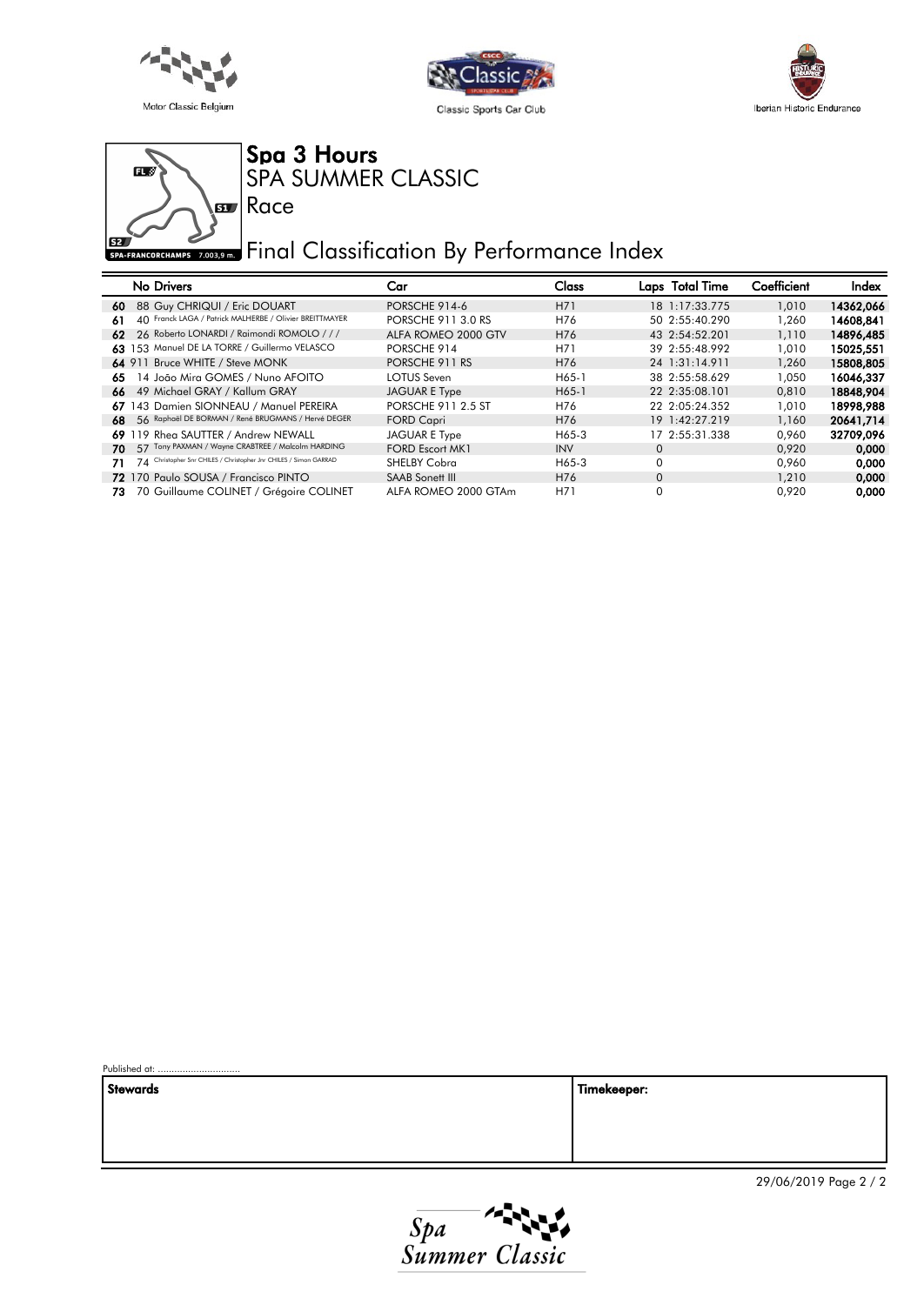Motor Classic Belgium

Classic Sports Car Club

Iberian Historic Endurance

# Spa 3 Hours

## SPA SUMMER CLASSIC

Race

SPA-FRANCORCHAMPS 7.003,9 m.

## Final Classification By Performance Index

| | No | Drivers | Car | Class | Laps | Total Time | Coefficient | Index |
|---|---|---|---|---|---|---|---|---|
| 60 | 88 | Guy CHRIQUI / Eric DOUART | PORSCHE 914-6 | H71 | 18 | 1:17:33.775 | 1,010 | 14362,066 |
| 61 | 40 | Franck LAGA / Patrick MALHERBE / Olivier BREITTMAYER | PORSCHE 911 3.0 RS | H76 | 50 | 2:55:40.290 | 1,260 | 14608,841 |
| 62 | 26 | Roberto LONARDI / Raimondi ROMOLO / / / | ALFA ROMEO 2000 GTV | H76 | 43 | 2:54:52.201 | 1,110 | 14896,485 |
| 63 | 153 | Manuel DE LA TORRE / Guillermo VELASCO | PORSCHE 914 | H71 | 39 | 2:55:48.992 | 1,010 | 15025,551 |
| 64 | 911 | Bruce WHITE / Steve MONK | PORSCHE 911 RS | H76 | 24 | 1:31:14.911 | 1,260 | 15808,805 |
| 65 | 14 | João Mira GOMES / Nuno AFOITO | LOTUS Seven | H65-1 | 38 | 2:55:58.629 | 1,050 | 16046,337 |
| 66 | 49 | Michael GRAY / Kallum GRAY | JAGUAR E Type | H65-1 | 22 | 2:35:08.101 | 0,810 | 18848,904 |
| 67 | 143 | Damien SIONNEAU / Manuel PEREIRA | PORSCHE 911 2.5 ST | H76 | 22 | 2:05:24.352 | 1,010 | 18998,988 |
| 68 | 56 | Raphaël DE BORMAN / René BRUGMANS / Hervé DEGER | FORD Capri | H76 | 19 | 1:42:27.219 | 1,160 | 20641,714 |
| 69 | 119 | Rhea SAUTTER / Andrew NEWALL | JAGUAR E Type | H65-3 | 17 | 2:55:31.338 | 0,960 | 32709,096 |
| 70 | 57 | Tony PAXMAN / Wayne CRABTREE / Malcolm HARDING | FORD Escort MK1 | INV | 0 | | 0,920 | 0,000 |
| 71 | 74 | Christopher Snr CHILES / Christopher Jnr CHILES / Simon GARRAD | SHELBY Cobra | H65-3 | 0 | | 0,960 | 0,000 |
| 72 | 170 | Paulo SOUSA / Francisco PINTO | SAAB Sonett III | H76 | 0 | | 1,210 | 0,000 |
| 73 | 70 | Guillaume COLINET / Grégoire COLINET | ALFA ROMEO 2000 GTAm | H71 | 0 | | 0,920 | 0,000 |

Published at: ..............................

| Stewards | Timekeeper: |
|---|---|
| | |

29/06/2019

Spa Summer Classic